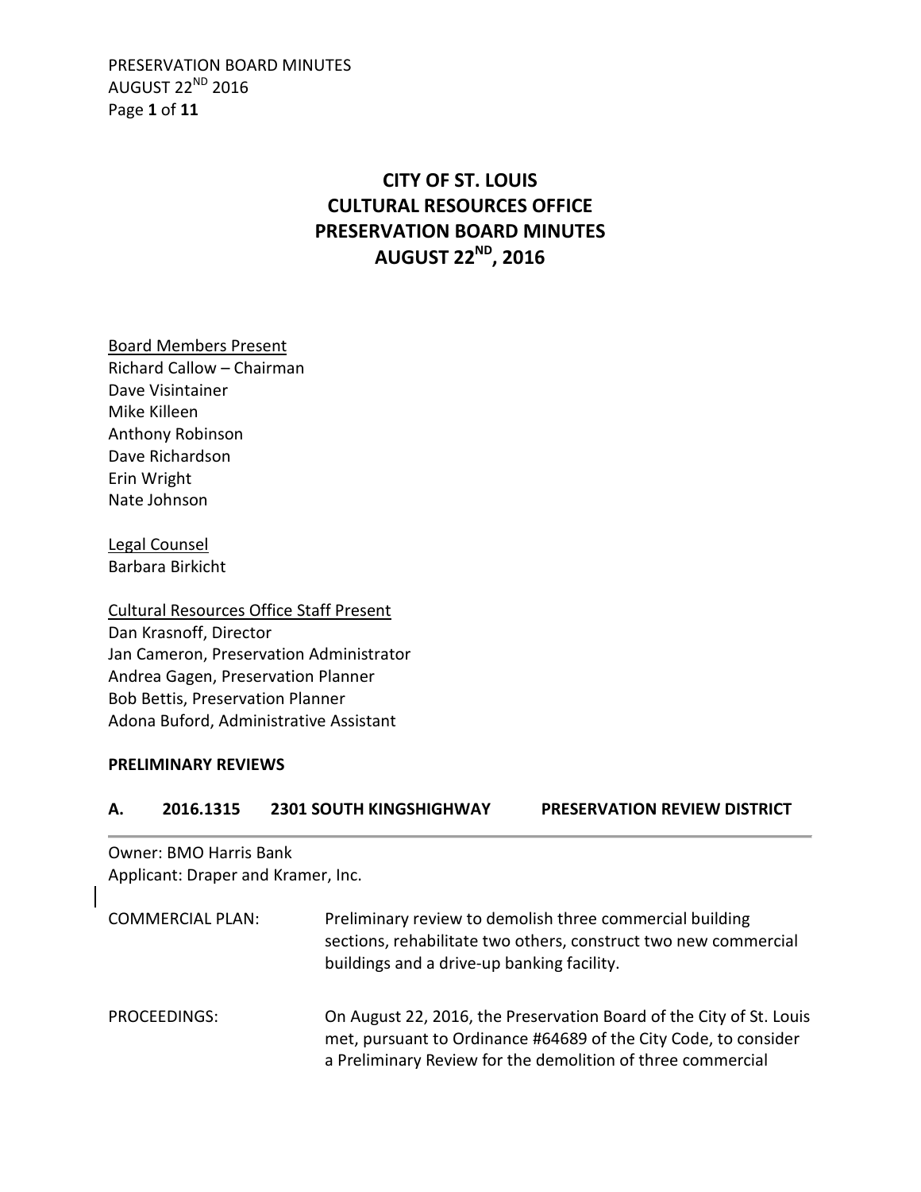# CITY OF ST. LOUIS
# CULTURAL RESOURCES OFFICE
# PRESERVATION BOARD MINUTES
# AUGUST 22ND, 2016

Board Members Present
Richard Callow – Chairman
Dave Visintainer
Mike Killeen
Anthony Robinson
Dave Richardson
Erin Wright
Nate Johnson

Legal Counsel
Barbara Birkicht

Cultural Resources Office Staff Present
Dan Krasnoff, Director
Jan Cameron, Preservation Administrator
Andrea Gagen, Preservation Planner
Bob Bettis, Preservation Planner
Adona Buford, Administrative Assistant

**PRELIMINARY REVIEWS**

**A. 2016.1315 2301 SOUTH KINGSHIGHWAY PRESERVATION REVIEW DISTRICT**

Owner: BMO Harris Bank
Applicant: Draper and Kramer, Inc.

COMMERCIAL PLAN: Preliminary review to demolish three commercial building sections, rehabilitate two others, construct two new commercial buildings and a drive-up banking facility.

PROCEEDINGS: On August 22, 2016, the Preservation Board of the City of St. Louis met, pursuant to Ordinance #64689 of the City Code, to consider a Preliminary Review for the demolition of three commercial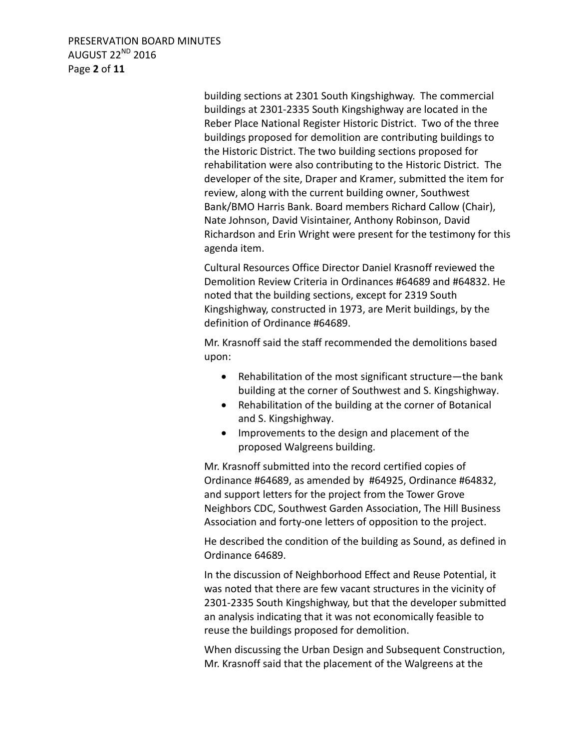building sections at 2301 South Kingshighway. The commercial buildings at 2301-2335 South Kingshighway are located in the Reber Place National Register Historic District. Two of the three buildings proposed for demolition are contributing buildings to the Historic District. The two building sections proposed for rehabilitation were also contributing to the Historic District. The developer of the site, Draper and Kramer, submitted the item for review, along with the current building owner, Southwest Bank/BMO Harris Bank. Board members Richard Callow (Chair), Nate Johnson, David Visintainer, Anthony Robinson, David Richardson and Erin Wright were present for the testimony for this agenda item.

Cultural Resources Office Director Daniel Krasnoff reviewed the Demolition Review Criteria in Ordinances #64689 and #64832. He noted that the building sections, except for 2319 South Kingshighway, constructed in 1973, are Merit buildings, by the definition of Ordinance #64689.

Mr. Krasnoff said the staff recommended the demolitions based upon:

- Rehabilitation of the most significant structure—the bank building at the corner of Southwest and S. Kingshighway.
- Rehabilitation of the building at the corner of Botanical and S. Kingshighway.
- Improvements to the design and placement of the proposed Walgreens building.

Mr. Krasnoff submitted into the record certified copies of Ordinance #64689, as amended by #64925, Ordinance #64832, and support letters for the project from the Tower Grove Neighbors CDC, Southwest Garden Association, The Hill Business Association and forty-one letters of opposition to the project.

He described the condition of the building as Sound, as defined in Ordinance 64689.

In the discussion of Neighborhood Effect and Reuse Potential, it was noted that there are few vacant structures in the vicinity of 2301-2335 South Kingshighway, but that the developer submitted an analysis indicating that it was not economically feasible to reuse the buildings proposed for demolition.

When discussing the Urban Design and Subsequent Construction, Mr. Krasnoff said that the placement of the Walgreens at the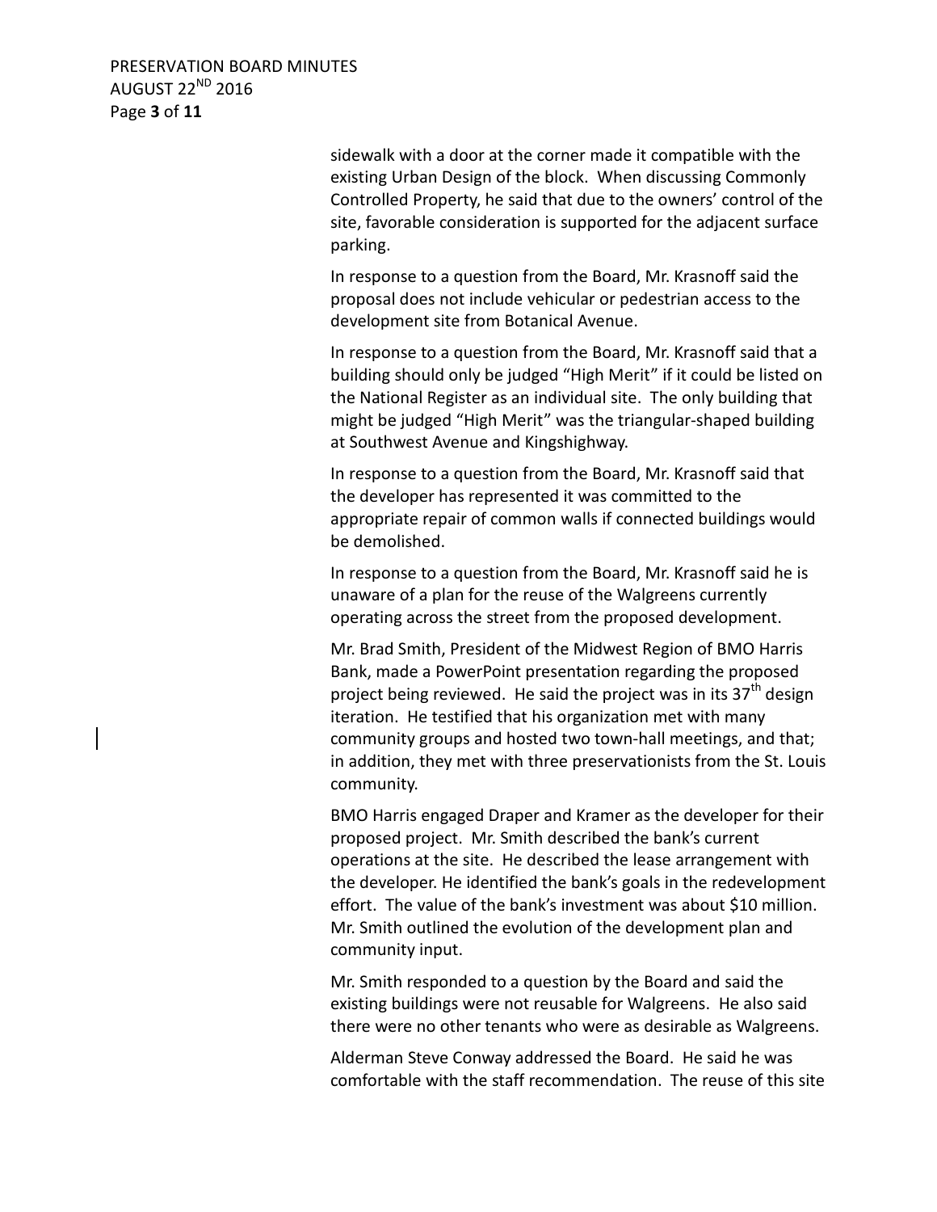sidewalk with a door at the corner made it compatible with the existing Urban Design of the block. When discussing Commonly Controlled Property, he said that due to the owners' control of the site, favorable consideration is supported for the adjacent surface parking.

In response to a question from the Board, Mr. Krasnoff said the proposal does not include vehicular or pedestrian access to the development site from Botanical Avenue.

In response to a question from the Board, Mr. Krasnoff said that a building should only be judged "High Merit" if it could be listed on the National Register as an individual site. The only building that might be judged "High Merit" was the triangular-shaped building at Southwest Avenue and Kingshighway.

In response to a question from the Board, Mr. Krasnoff said that the developer has represented it was committed to the appropriate repair of common walls if connected buildings would be demolished.

In response to a question from the Board, Mr. Krasnoff said he is unaware of a plan for the reuse of the Walgreens currently operating across the street from the proposed development.

Mr. Brad Smith, President of the Midwest Region of BMO Harris Bank, made a PowerPoint presentation regarding the proposed project being reviewed. He said the project was in its 37th design iteration. He testified that his organization met with many community groups and hosted two town-hall meetings, and that; in addition, they met with three preservationists from the St. Louis community.

BMO Harris engaged Draper and Kramer as the developer for their proposed project. Mr. Smith described the bank's current operations at the site. He described the lease arrangement with the developer. He identified the bank's goals in the redevelopment effort. The value of the bank's investment was about $10 million. Mr. Smith outlined the evolution of the development plan and community input.

Mr. Smith responded to a question by the Board and said the existing buildings were not reusable for Walgreens. He also said there were no other tenants who were as desirable as Walgreens.

Alderman Steve Conway addressed the Board. He said he was comfortable with the staff recommendation. The reuse of this site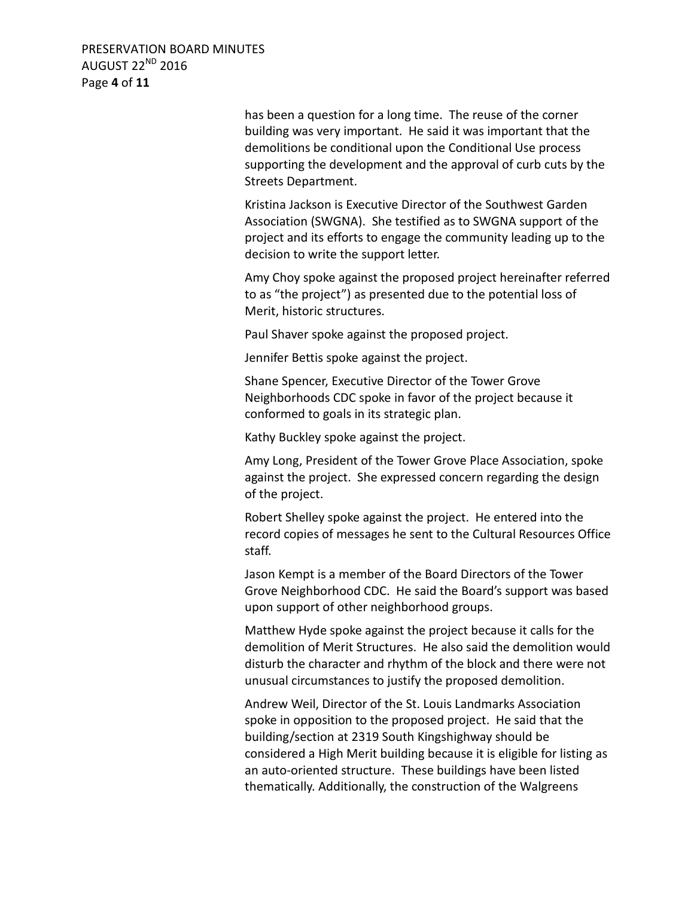has been a question for a long time. The reuse of the corner building was very important. He said it was important that the demolitions be conditional upon the Conditional Use process supporting the development and the approval of curb cuts by the Streets Department.

Kristina Jackson is Executive Director of the Southwest Garden Association (SWGNA). She testified as to SWGNA support of the project and its efforts to engage the community leading up to the decision to write the support letter.

Amy Choy spoke against the proposed project hereinafter referred to as "the project") as presented due to the potential loss of Merit, historic structures.

Paul Shaver spoke against the proposed project.

Jennifer Bettis spoke against the project.

Shane Spencer, Executive Director of the Tower Grove Neighborhoods CDC spoke in favor of the project because it conformed to goals in its strategic plan.

Kathy Buckley spoke against the project.

Amy Long, President of the Tower Grove Place Association, spoke against the project. She expressed concern regarding the design of the project.

Robert Shelley spoke against the project. He entered into the record copies of messages he sent to the Cultural Resources Office staff.

Jason Kempt is a member of the Board Directors of the Tower Grove Neighborhood CDC. He said the Board's support was based upon support of other neighborhood groups.

Matthew Hyde spoke against the project because it calls for the demolition of Merit Structures. He also said the demolition would disturb the character and rhythm of the block and there were not unusual circumstances to justify the proposed demolition.

Andrew Weil, Director of the St. Louis Landmarks Association spoke in opposition to the proposed project. He said that the building/section at 2319 South Kingshighway should be considered a High Merit building because it is eligible for listing as an auto-oriented structure. These buildings have been listed thematically. Additionally, the construction of the Walgreens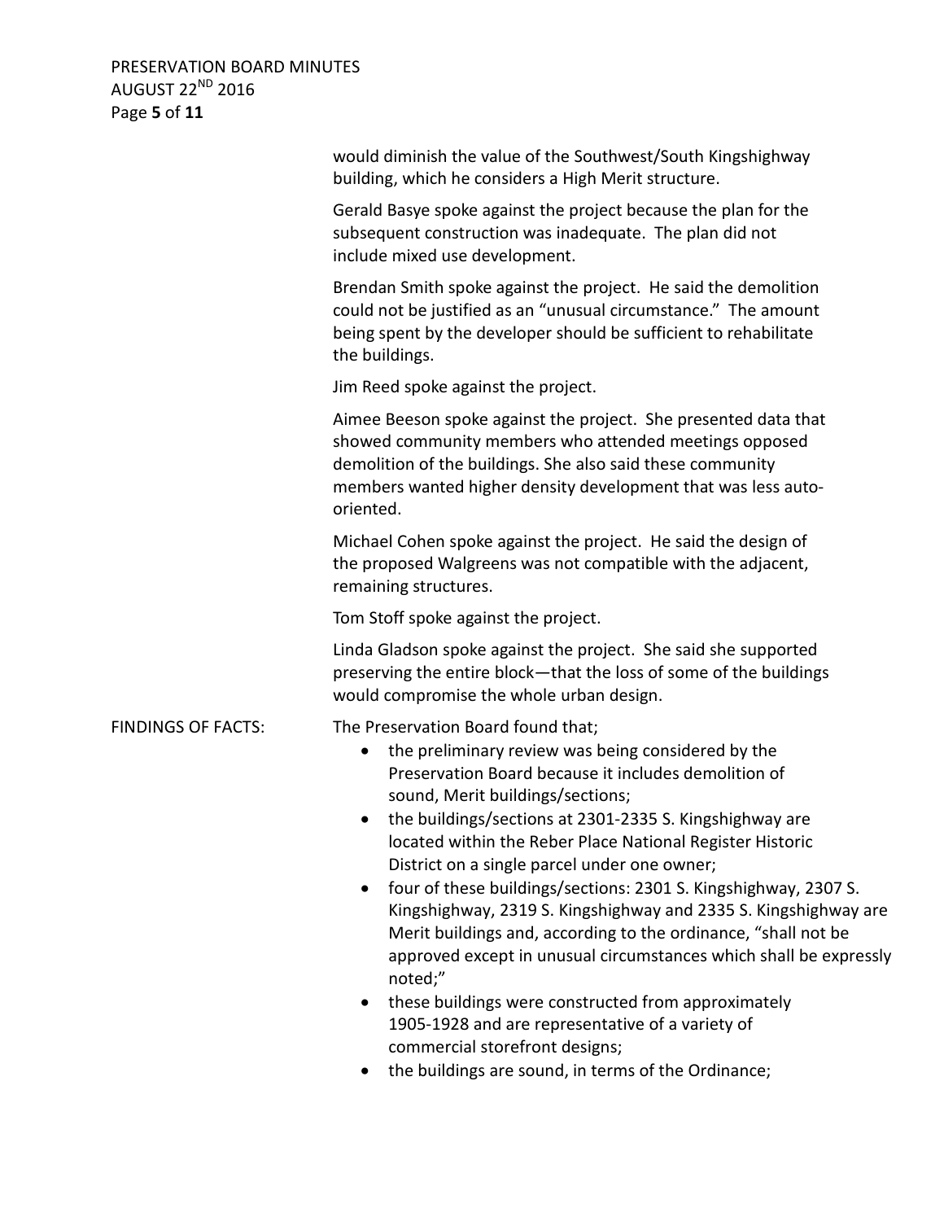would diminish the value of the Southwest/South Kingshighway building, which he considers a High Merit structure.

Gerald Basye spoke against the project because the plan for the subsequent construction was inadequate. The plan did not include mixed use development.

Brendan Smith spoke against the project. He said the demolition could not be justified as an "unusual circumstance." The amount being spent by the developer should be sufficient to rehabilitate the buildings.

Jim Reed spoke against the project.

Aimee Beeson spoke against the project. She presented data that showed community members who attended meetings opposed demolition of the buildings. She also said these community members wanted higher density development that was less auto-oriented.

Michael Cohen spoke against the project. He said the design of the proposed Walgreens was not compatible with the adjacent, remaining structures.

Tom Stoff spoke against the project.

Linda Gladson spoke against the project. She said she supported preserving the entire block—that the loss of some of the buildings would compromise the whole urban design.

FINDINGS OF FACTS: The Preservation Board found that;

- the preliminary review was being considered by the Preservation Board because it includes demolition of sound, Merit buildings/sections;
- the buildings/sections at 2301-2335 S. Kingshighway are located within the Reber Place National Register Historic District on a single parcel under one owner;
- four of these buildings/sections: 2301 S. Kingshighway, 2307 S. Kingshighway, 2319 S. Kingshighway and 2335 S. Kingshighway are Merit buildings and, according to the ordinance, "shall not be approved except in unusual circumstances which shall be expressly noted;"
- these buildings were constructed from approximately 1905-1928 and are representative of a variety of commercial storefront designs;
- the buildings are sound, in terms of the Ordinance;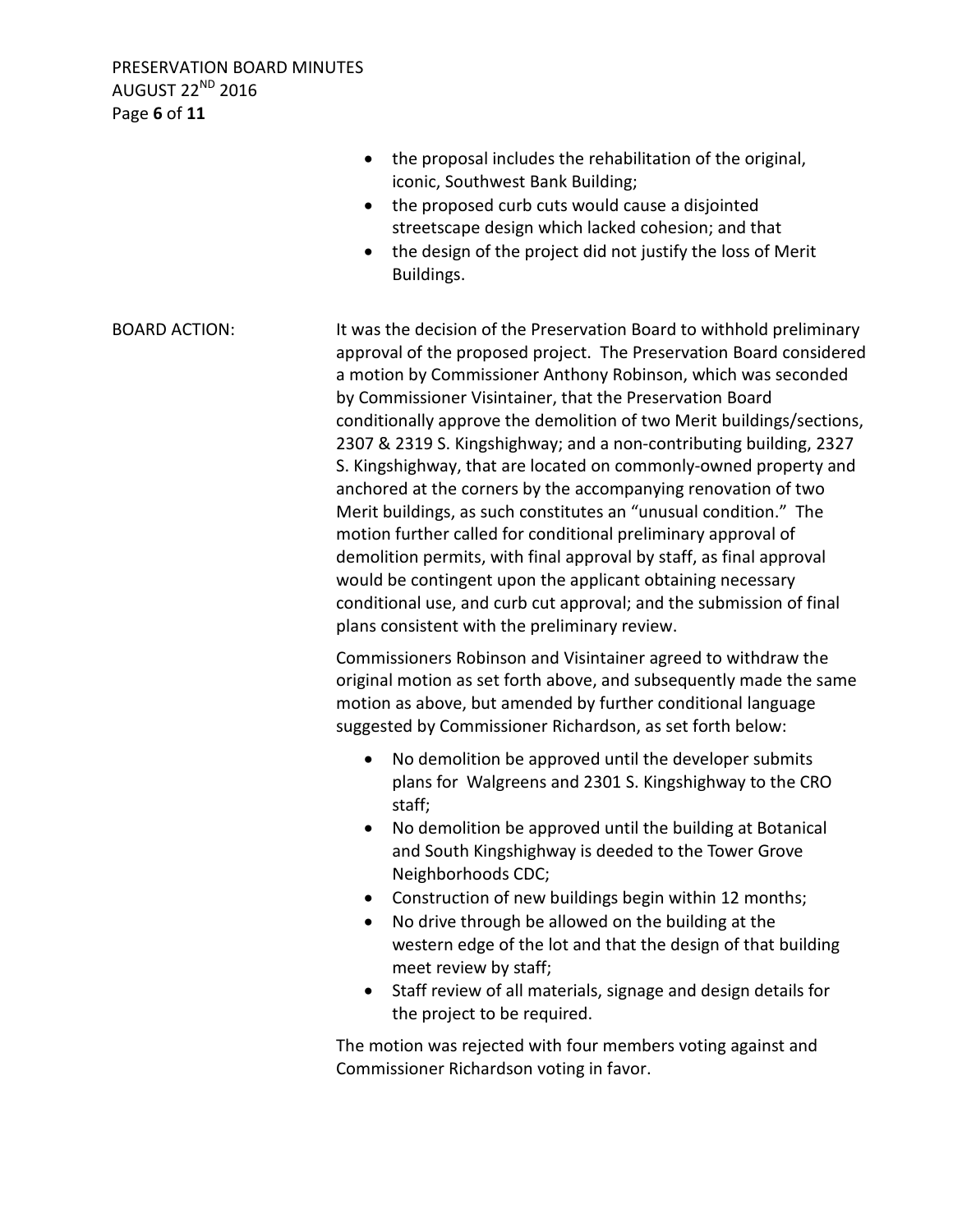- the proposal includes the rehabilitation of the original, iconic, Southwest Bank Building;
- the proposed curb cuts would cause a disjointed streetscape design which lacked cohesion; and that
- the design of the project did not justify the loss of Merit Buildings.

**BOARD ACTION:**

It was the decision of the Preservation Board to withhold preliminary approval of the proposed project. The Preservation Board considered a motion by Commissioner Anthony Robinson, which was seconded by Commissioner Visintainer, that the Preservation Board conditionally approve the demolition of two Merit buildings/sections, 2307 & 2319 S. Kingshighway; and a non-contributing building, 2327 S. Kingshighway, that are located on commonly-owned property and anchored at the corners by the accompanying renovation of two Merit buildings, as such constitutes an "unusual condition." The motion further called for conditional preliminary approval of demolition permits, with final approval by staff, as final approval would be contingent upon the applicant obtaining necessary conditional use, and curb cut approval; and the submission of final plans consistent with the preliminary review.

Commissioners Robinson and Visintainer agreed to withdraw the original motion as set forth above, and subsequently made the same motion as above, but amended by further conditional language suggested by Commissioner Richardson, as set forth below:

- No demolition be approved until the developer submits plans for Walgreens and 2301 S. Kingshighway to the CRO staff;
- No demolition be approved until the building at Botanical and South Kingshighway is deeded to the Tower Grove Neighborhoods CDC;
- Construction of new buildings begin within 12 months;
- No drive through be allowed on the building at the western edge of the lot and that the design of that building meet review by staff;
- Staff review of all materials, signage and design details for the project to be required.

The motion was rejected with four members voting against and Commissioner Richardson voting in favor.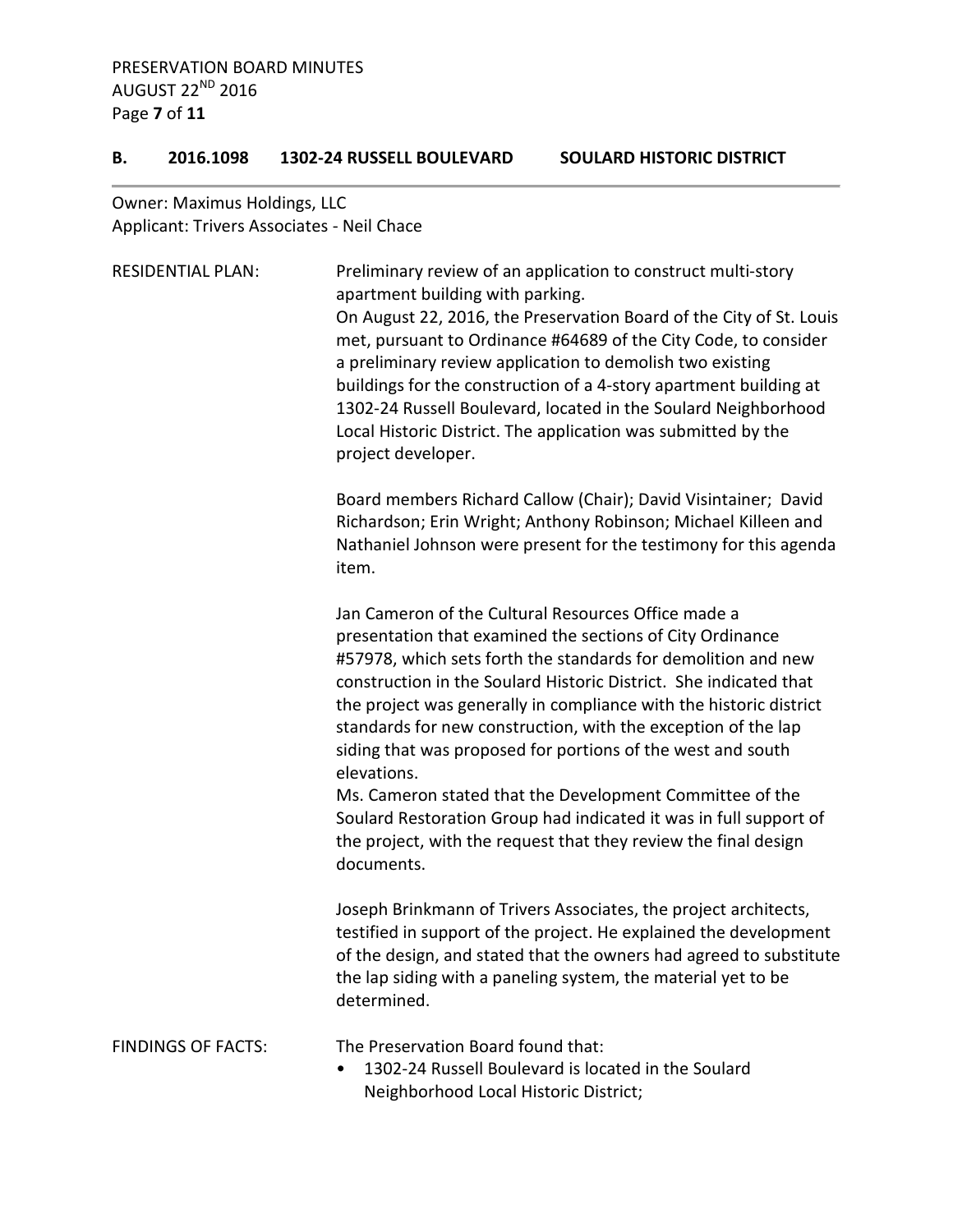## B. 2016.1098 1302-24 RUSSELL BOULEVARD SOULARD HISTORIC DISTRICT

Owner: Maximus Holdings, LLC
Applicant: Trivers Associates - Neil Chace

RESIDENTIAL PLAN: Preliminary review of an application to construct multi-story apartment building with parking.

On August 22, 2016, the Preservation Board of the City of St. Louis met, pursuant to Ordinance #64689 of the City Code, to consider a preliminary review application to demolish two existing buildings for the construction of a 4-story apartment building at 1302-24 Russell Boulevard, located in the Soulard Neighborhood Local Historic District. The application was submitted by the project developer.

Board members Richard Callow (Chair); David Visintainer; David Richardson; Erin Wright; Anthony Robinson; Michael Killeen and Nathaniel Johnson were present for the testimony for this agenda item.

Jan Cameron of the Cultural Resources Office made a presentation that examined the sections of City Ordinance #57978, which sets forth the standards for demolition and new construction in the Soulard Historic District. She indicated that the project was generally in compliance with the historic district standards for new construction, with the exception of the lap siding that was proposed for portions of the west and south elevations.

Ms. Cameron stated that the Development Committee of the Soulard Restoration Group had indicated it was in full support of the project, with the request that they review the final design documents.

Joseph Brinkmann of Trivers Associates, the project architects, testified in support of the project. He explained the development of the design, and stated that the owners had agreed to substitute the lap siding with a paneling system, the material yet to be determined.

FINDINGS OF FACTS: The Preservation Board found that:

- 1302-24 Russell Boulevard is located in the Soulard Neighborhood Local Historic District;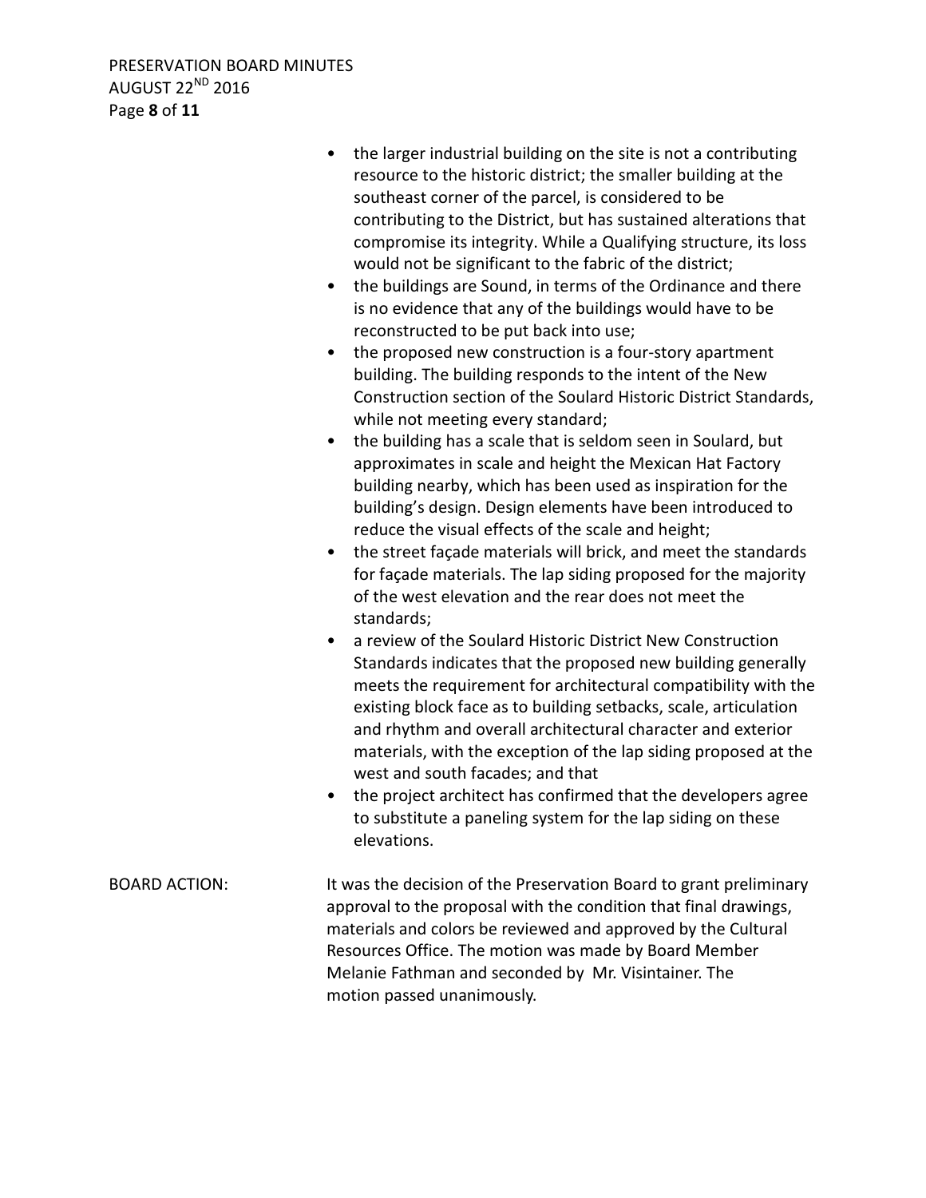- the larger industrial building on the site is not a contributing resource to the historic district; the smaller building at the southeast corner of the parcel, is considered to be contributing to the District, but has sustained alterations that compromise its integrity. While a Qualifying structure, its loss would not be significant to the fabric of the district;
- the buildings are Sound, in terms of the Ordinance and there is no evidence that any of the buildings would have to be reconstructed to be put back into use;
- the proposed new construction is a four-story apartment building. The building responds to the intent of the New Construction section of the Soulard Historic District Standards, while not meeting every standard;
- the building has a scale that is seldom seen in Soulard, but approximates in scale and height the Mexican Hat Factory building nearby, which has been used as inspiration for the building's design. Design elements have been introduced to reduce the visual effects of the scale and height;
- the street façade materials will brick, and meet the standards for façade materials. The lap siding proposed for the majority of the west elevation and the rear does not meet the standards;
- a review of the Soulard Historic District New Construction Standards indicates that the proposed new building generally meets the requirement for architectural compatibility with the existing block face as to building setbacks, scale, articulation and rhythm and overall architectural character and exterior materials, with the exception of the lap siding proposed at the west and south facades; and that
- the project architect has confirmed that the developers agree to substitute a paneling system for the lap siding on these elevations.

BOARD ACTION: It was the decision of the Preservation Board to grant preliminary approval to the proposal with the condition that final drawings, materials and colors be reviewed and approved by the Cultural Resources Office. The motion was made by Board Member Melanie Fathman and seconded by Mr. Visintainer. The motion passed unanimously.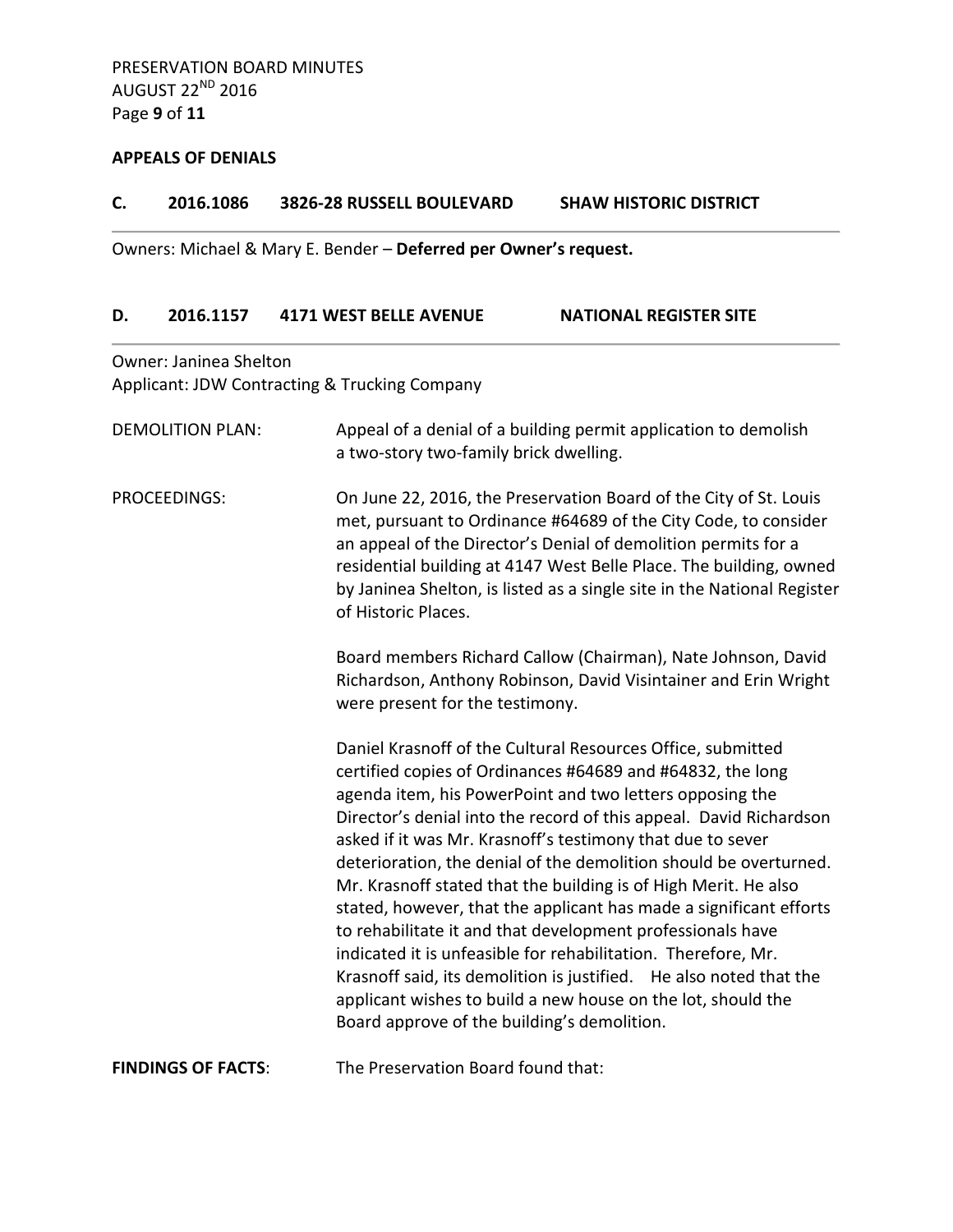**APPEALS OF DENIALS**

**C. 2016.1086 3826-28 RUSSELL BOULEVARD SHAW HISTORIC DISTRICT**

Owners: Michael & Mary E. Bender – **Deferred per Owner's request.**

**D. 2016.1157 4171 WEST BELLE AVENUE NATIONAL REGISTER SITE**

Owner: Janinea Shelton
Applicant: JDW Contracting & Trucking Company

DEMOLITION PLAN: Appeal of a denial of a building permit application to demolish a two-story two-family brick dwelling.

PROCEEDINGS: On June 22, 2016, the Preservation Board of the City of St. Louis met, pursuant to Ordinance #64689 of the City Code, to consider an appeal of the Director's Denial of demolition permits for a residential building at 4147 West Belle Place. The building, owned by Janinea Shelton, is listed as a single site in the National Register of Historic Places.

Board members Richard Callow (Chairman), Nate Johnson, David Richardson, Anthony Robinson, David Visintainer and Erin Wright were present for the testimony.

Daniel Krasnoff of the Cultural Resources Office, submitted certified copies of Ordinances #64689 and #64832, the long agenda item, his PowerPoint and two letters opposing the Director's denial into the record of this appeal. David Richardson asked if it was Mr. Krasnoff's testimony that due to sever deterioration, the denial of the demolition should be overturned. Mr. Krasnoff stated that the building is of High Merit. He also stated, however, that the applicant has made a significant efforts to rehabilitate it and that development professionals have indicated it is unfeasible for rehabilitation. Therefore, Mr. Krasnoff said, its demolition is justified. He also noted that the applicant wishes to build a new house on the lot, should the Board approve of the building's demolition.

**FINDINGS OF FACTS**: The Preservation Board found that: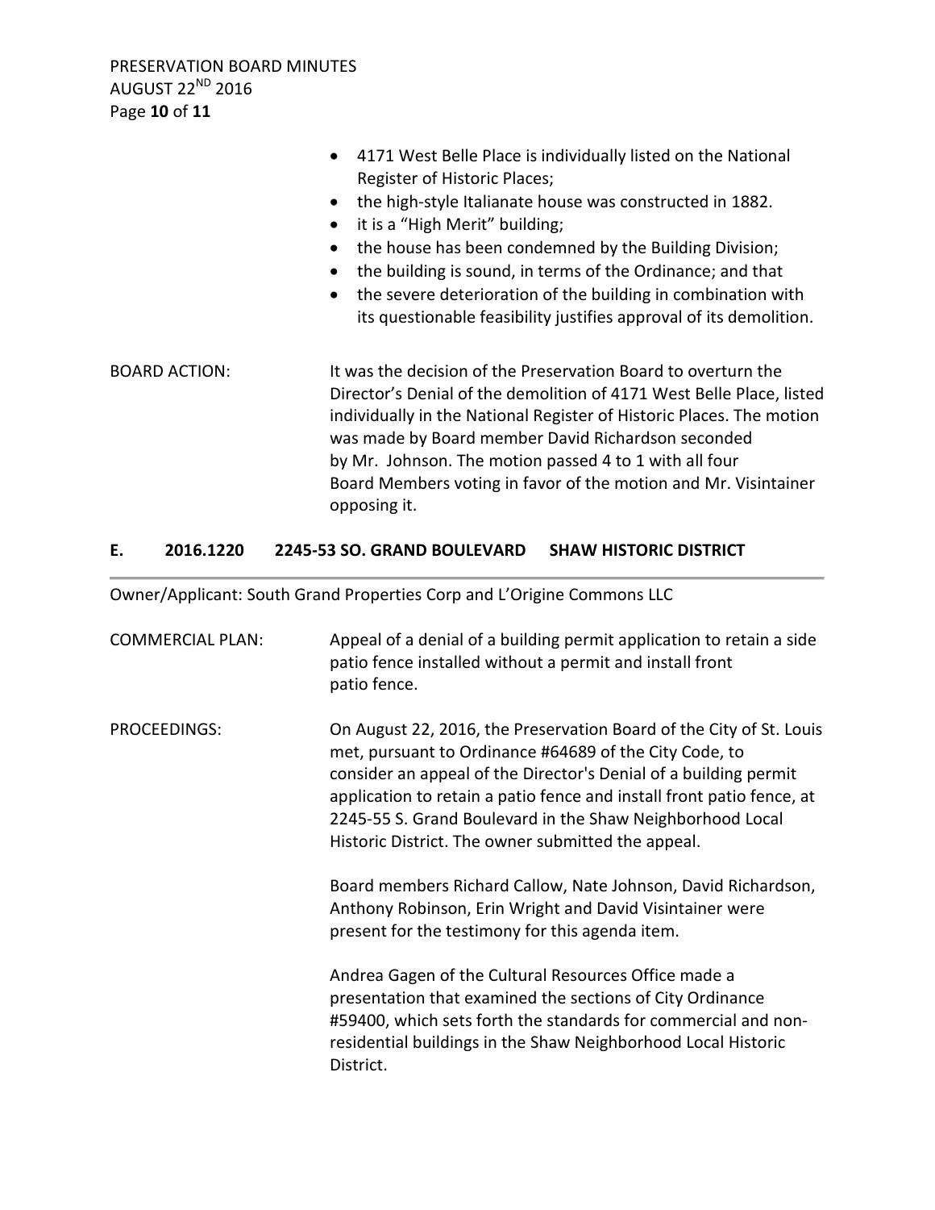- 4171 West Belle Place is individually listed on the National Register of Historic Places;
- the high-style Italianate house was constructed in 1882.
- it is a "High Merit" building;
- the house has been condemned by the Building Division;
- the building is sound, in terms of the Ordinance; and that
- the severe deterioration of the building in combination with its questionable feasibility justifies approval of its demolition.

BOARD ACTION: It was the decision of the Preservation Board to overturn the Director's Denial of the demolition of 4171 West Belle Place, listed individually in the National Register of Historic Places. The motion was made by Board member David Richardson seconded by Mr. Johnson. The motion passed 4 to 1 with all four Board Members voting in favor of the motion and Mr. Visintainer opposing it.

## E. 2016.1220 2245-53 SO. GRAND BOULEVARD SHAW HISTORIC DISTRICT

Owner/Applicant: South Grand Properties Corp and L'Origine Commons LLC

COMMERCIAL PLAN: Appeal of a denial of a building permit application to retain a side patio fence installed without a permit and install front patio fence.

PROCEEDINGS: On August 22, 2016, the Preservation Board of the City of St. Louis met, pursuant to Ordinance #64689 of the City Code, to consider an appeal of the Director's Denial of a building permit application to retain a patio fence and install front patio fence, at 2245-55 S. Grand Boulevard in the Shaw Neighborhood Local Historic District. The owner submitted the appeal.

Board members Richard Callow, Nate Johnson, David Richardson, Anthony Robinson, Erin Wright and David Visintainer were present for the testimony for this agenda item.

Andrea Gagen of the Cultural Resources Office made a presentation that examined the sections of City Ordinance #59400, which sets forth the standards for commercial and non-residential buildings in the Shaw Neighborhood Local Historic District.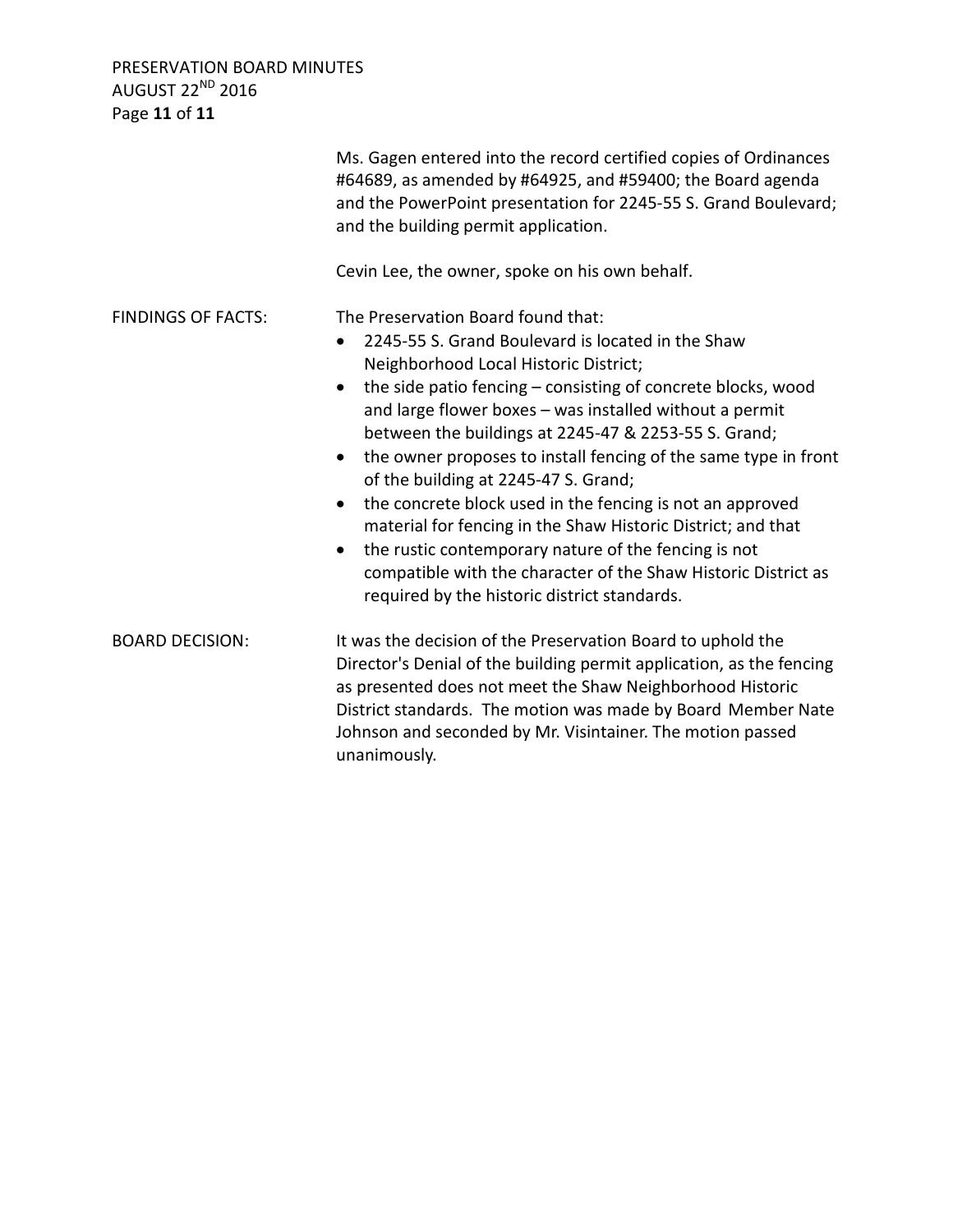Ms. Gagen entered into the record certified copies of Ordinances #64689, as amended by #64925, and #59400; the Board agenda and the PowerPoint presentation for 2245-55 S. Grand Boulevard; and the building permit application.

Cevin Lee, the owner, spoke on his own behalf.

FINDINGS OF FACTS: The Preservation Board found that:

- 2245-55 S. Grand Boulevard is located in the Shaw Neighborhood Local Historic District;
- the side patio fencing – consisting of concrete blocks, wood and large flower boxes – was installed without a permit between the buildings at 2245-47 & 2253-55 S. Grand;
- the owner proposes to install fencing of the same type in front of the building at 2245-47 S. Grand;
- the concrete block used in the fencing is not an approved material for fencing in the Shaw Historic District; and that
- the rustic contemporary nature of the fencing is not compatible with the character of the Shaw Historic District as required by the historic district standards.

BOARD DECISION: It was the decision of the Preservation Board to uphold the Director's Denial of the building permit application, as the fencing as presented does not meet the Shaw Neighborhood Historic District standards. The motion was made by Board Member Nate Johnson and seconded by Mr. Visintainer. The motion passed unanimously.